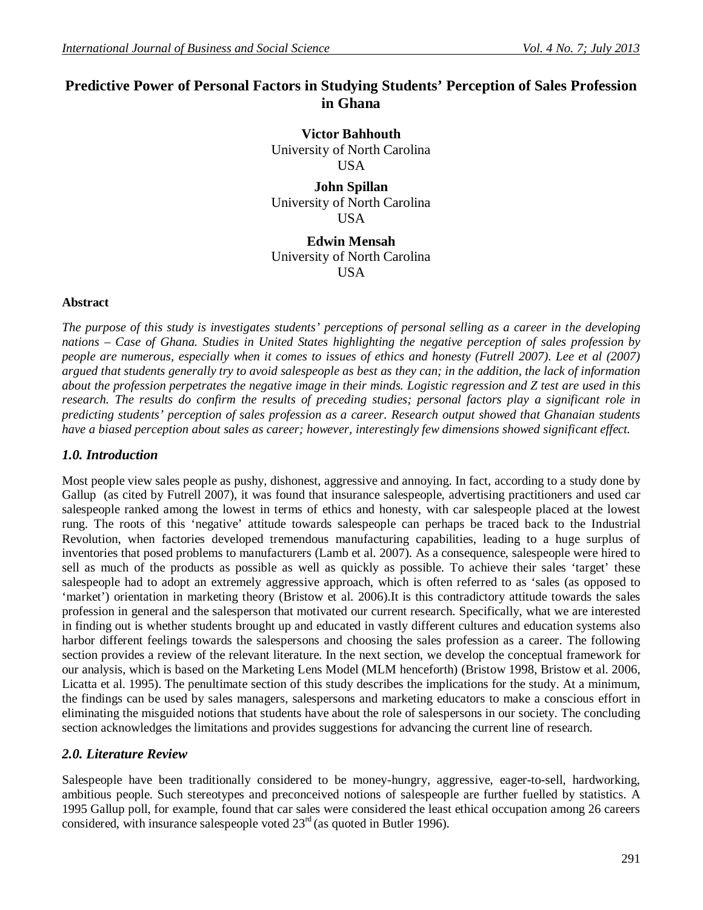# Predictive Power of Personal Factors in Studying Students' Perception of Sales Profession in Ghana

**Victor Bahhouth**
University of North Carolina
USA

**John Spillan**
University of North Carolina
USA

**Edwin Mensah**
University of North Carolina
USA

### Abstract

*The purpose of this study is investigates students' perceptions of personal selling as a career in the developing nations – Case of Ghana. Studies in United States highlighting the negative perception of sales profession by people are numerous, especially when it comes to issues of ethics and honesty (Futrell 2007). Lee et al (2007) argued that students generally try to avoid salespeople as best as they can; in the addition, the lack of information about the profession perpetrates the negative image in their minds. Logistic regression and Z test are used in this research. The results do confirm the results of preceding studies; personal factors play a significant role in predicting students' perception of sales profession as a career. Research output showed that Ghanaian students have a biased perception about sales as career; however, interestingly few dimensions showed significant effect.*

## *1.0. Introduction*

Most people view sales people as pushy, dishonest, aggressive and annoying. In fact, according to a study done by Gallup (as cited by Futrell 2007), it was found that insurance salespeople, advertising practitioners and used car salespeople ranked among the lowest in terms of ethics and honesty, with car salespeople placed at the lowest rung. The roots of this 'negative' attitude towards salespeople can perhaps be traced back to the Industrial Revolution, when factories developed tremendous manufacturing capabilities, leading to a huge surplus of inventories that posed problems to manufacturers (Lamb et al. 2007). As a consequence, salespeople were hired to sell as much of the products as possible as well as quickly as possible. To achieve their sales 'target' these salespeople had to adopt an extremely aggressive approach, which is often referred to as 'sales (as opposed to 'market') orientation in marketing theory (Bristow et al. 2006).It is this contradictory attitude towards the sales profession in general and the salesperson that motivated our current research. Specifically, what we are interested in finding out is whether students brought up and educated in vastly different cultures and education systems also harbor different feelings towards the salespersons and choosing the sales profession as a career. The following section provides a review of the relevant literature. In the next section, we develop the conceptual framework for our analysis, which is based on the Marketing Lens Model (MLM henceforth) (Bristow 1998, Bristow et al. 2006, Licatta et al. 1995). The penultimate section of this study describes the implications for the study. At a minimum, the findings can be used by sales managers, salespersons and marketing educators to make a conscious effort in eliminating the misguided notions that students have about the role of salespersons in our society. The concluding section acknowledges the limitations and provides suggestions for advancing the current line of research.

## *2.0. Literature Review*

Salespeople have been traditionally considered to be money-hungry, aggressive, eager-to-sell, hardworking, ambitious people. Such stereotypes and preconceived notions of salespeople are further fuelled by statistics. A 1995 Gallup poll, for example, found that car sales were considered the least ethical occupation among 26 careers considered, with insurance salespeople voted 23rd (as quoted in Butler 1996).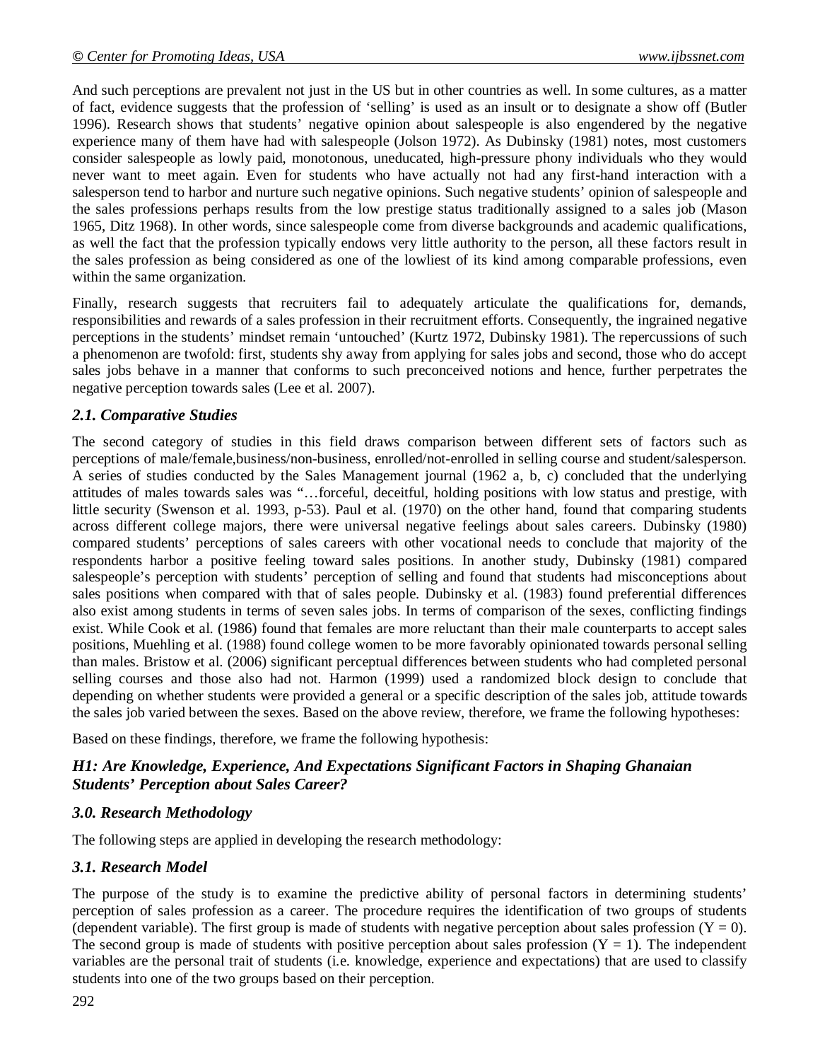And such perceptions are prevalent not just in the US but in other countries as well. In some cultures, as a matter of fact, evidence suggests that the profession of 'selling' is used as an insult or to designate a show off (Butler 1996). Research shows that students' negative opinion about salespeople is also engendered by the negative experience many of them have had with salespeople (Jolson 1972). As Dubinsky (1981) notes, most customers consider salespeople as lowly paid, monotonous, uneducated, high-pressure phony individuals who they would never want to meet again. Even for students who have actually not had any first-hand interaction with a salesperson tend to harbor and nurture such negative opinions. Such negative students' opinion of salespeople and the sales professions perhaps results from the low prestige status traditionally assigned to a sales job (Mason 1965, Ditz 1968). In other words, since salespeople come from diverse backgrounds and academic qualifications, as well the fact that the profession typically endows very little authority to the person, all these factors result in the sales profession as being considered as one of the lowliest of its kind among comparable professions, even within the same organization.

Finally, research suggests that recruiters fail to adequately articulate the qualifications for, demands, responsibilities and rewards of a sales profession in their recruitment efforts. Consequently, the ingrained negative perceptions in the students' mindset remain 'untouched' (Kurtz 1972, Dubinsky 1981). The repercussions of such a phenomenon are twofold: first, students shy away from applying for sales jobs and second, those who do accept sales jobs behave in a manner that conforms to such preconceived notions and hence, further perpetrates the negative perception towards sales (Lee et al. 2007).

### *2.1. Comparative Studies*

The second category of studies in this field draws comparison between different sets of factors such as perceptions of male/female,business/non-business, enrolled/not-enrolled in selling course and student/salesperson. A series of studies conducted by the Sales Management journal (1962 a, b, c) concluded that the underlying attitudes of males towards sales was "…forceful, deceitful, holding positions with low status and prestige, with little security (Swenson et al. 1993, p-53). Paul et al. (1970) on the other hand, found that comparing students across different college majors, there were universal negative feelings about sales careers. Dubinsky (1980) compared students' perceptions of sales careers with other vocational needs to conclude that majority of the respondents harbor a positive feeling toward sales positions. In another study, Dubinsky (1981) compared salespeople's perception with students' perception of selling and found that students had misconceptions about sales positions when compared with that of sales people. Dubinsky et al. (1983) found preferential differences also exist among students in terms of seven sales jobs. In terms of comparison of the sexes, conflicting findings exist. While Cook et al. (1986) found that females are more reluctant than their male counterparts to accept sales positions, Muehling et al. (1988) found college women to be more favorably opinionated towards personal selling than males. Bristow et al. (2006) significant perceptual differences between students who had completed personal selling courses and those also had not. Harmon (1999) used a randomized block design to conclude that depending on whether students were provided a general or a specific description of the sales job, attitude towards the sales job varied between the sexes. Based on the above review, therefore, we frame the following hypotheses:

Based on these findings, therefore, we frame the following hypothesis:

### *H1: Are Knowledge, Experience, And Expectations Significant Factors in Shaping Ghanaian Students' Perception about Sales Career?*

## *3.0. Research Methodology*

The following steps are applied in developing the research methodology:

### *3.1. Research Model*

The purpose of the study is to examine the predictive ability of personal factors in determining students' perception of sales profession as a career. The procedure requires the identification of two groups of students (dependent variable). The first group is made of students with negative perception about sales profession ($Y = 0$). The second group is made of students with positive perception about sales profession ($Y = 1$). The independent variables are the personal trait of students (i.e. knowledge, experience and expectations) that are used to classify students into one of the two groups based on their perception.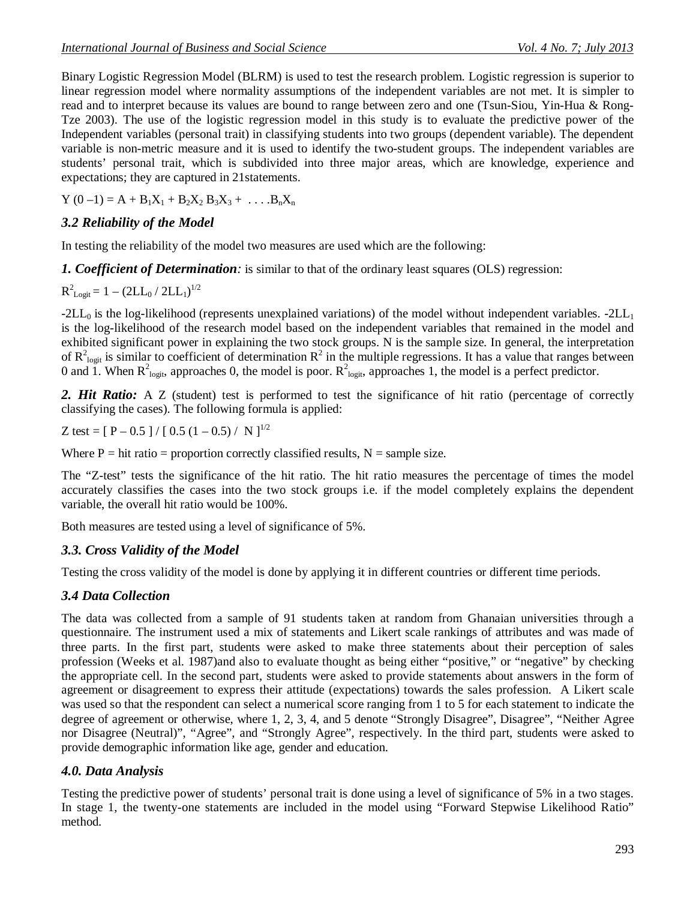Binary Logistic Regression Model (BLRM) is used to test the research problem. Logistic regression is superior to linear regression model where normality assumptions of the independent variables are not met. It is simpler to read and to interpret because its values are bound to range between zero and one (Tsun-Siou, Yin-Hua & Rong-Tze 2003). The use of the logistic regression model in this study is to evaluate the predictive power of the Independent variables (personal trait) in classifying students into two groups (dependent variable). The dependent variable is non-metric measure and it is used to identify the two-student groups. The independent variables are students' personal trait, which is subdivided into three major areas, which are knowledge, experience and expectations; they are captured in 21statements.

$$Y\,(0 - 1) = A + B_1X_1 + B_2X_2\ B_3X_3 + \ \ldots .B_nX_n$$

### *3.2 Reliability of the Model*

In testing the reliability of the model two measures are used which are the following:

***1. Coefficient of Determination****:* is similar to that of the ordinary least squares (OLS) regression:

$$R^2_{Logit} = 1 - (2LL_0 / 2LL_1)^{1/2}$$

$-2LL_0$ is the log-likelihood (represents unexplained variations) of the model without independent variables. $-2LL_1$ is the log-likelihood of the research model based on the independent variables that remained in the model and exhibited significant power in explaining the two stock groups. N is the sample size. In general, the interpretation of $R^2_{logit}$ is similar to coefficient of determination $R^2$ in the multiple regressions. It has a value that ranges between 0 and 1. When $R^2_{logit}$, approaches 0, the model is poor. $R^2_{logit}$, approaches 1, the model is a perfect predictor.

***2. Hit Ratio:*** A Z (student) test is performed to test the significance of hit ratio (percentage of correctly classifying the cases). The following formula is applied:

$$Z \text{ test} = [\,P - 0.5\,] / [\,0.5\,(1 - 0.5) / \ N\,]^{1/2}$$

Where P = hit ratio = proportion correctly classified results, N = sample size.

The "Z-test" tests the significance of the hit ratio. The hit ratio measures the percentage of times the model accurately classifies the cases into the two stock groups i.e. if the model completely explains the dependent variable, the overall hit ratio would be 100%.

Both measures are tested using a level of significance of 5%.

### *3.3. Cross Validity of the Model*

Testing the cross validity of the model is done by applying it in different countries or different time periods.

### *3.4 Data Collection*

The data was collected from a sample of 91 students taken at random from Ghanaian universities through a questionnaire. The instrument used a mix of statements and Likert scale rankings of attributes and was made of three parts. In the first part, students were asked to make three statements about their perception of sales profession (Weeks et al. 1987)and also to evaluate thought as being either "positive," or "negative" by checking the appropriate cell. In the second part, students were asked to provide statements about answers in the form of agreement or disagreement to express their attitude (expectations) towards the sales profession. A Likert scale was used so that the respondent can select a numerical score ranging from 1 to 5 for each statement to indicate the degree of agreement or otherwise, where 1, 2, 3, 4, and 5 denote "Strongly Disagree", Disagree", "Neither Agree nor Disagree (Neutral)", "Agree", and "Strongly Agree", respectively. In the third part, students were asked to provide demographic information like age, gender and education.

## *4.0. Data Analysis*

Testing the predictive power of students' personal trait is done using a level of significance of 5% in a two stages. In stage 1, the twenty-one statements are included in the model using "Forward Stepwise Likelihood Ratio" method.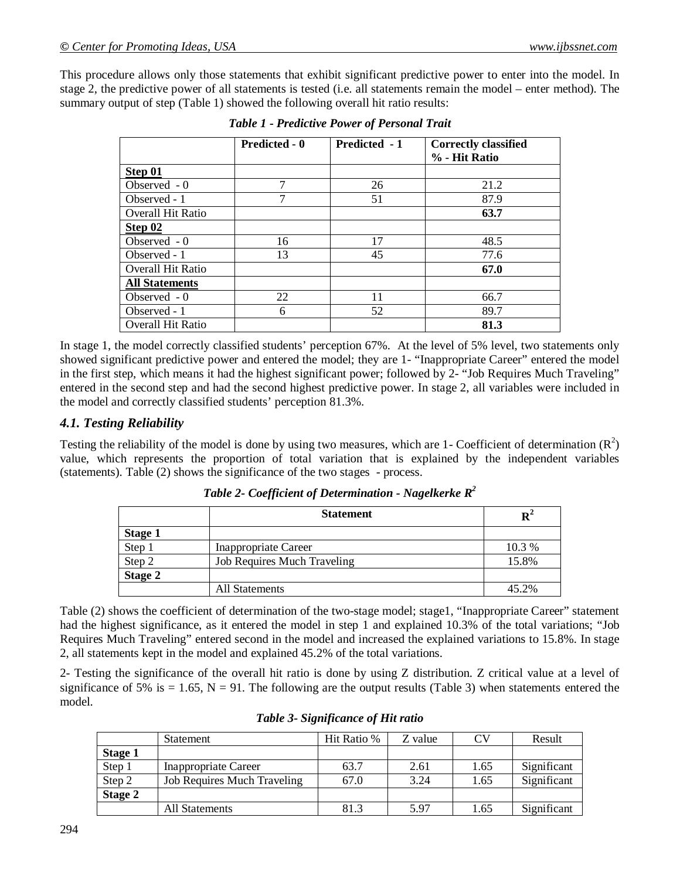This procedure allows only those statements that exhibit significant predictive power to enter into the model. In stage 2, the predictive power of all statements is tested (i.e. all statements remain the model – enter method). The summary output of step (Table 1) showed the following overall hit ratio results:

***Table 1 - Predictive Power of Personal Trait***

| | **Predicted - 0** | **Predicted - 1** | **Correctly classified % - Hit Ratio** |
|---|---|---|---|
| **Step 01** | | | |
| Observed - 0 | 7 | 26 | 21.2 |
| Observed - 1 | 7 | 51 | 87.9 |
| Overall Hit Ratio | | | **63.7** |
| **Step 02** | | | |
| Observed - 0 | 16 | 17 | 48.5 |
| Observed - 1 | 13 | 45 | 77.6 |
| Overall Hit Ratio | | | **67.0** |
| **All Statements** | | | |
| Observed - 0 | 22 | 11 | 66.7 |
| Observed - 1 | 6 | 52 | 89.7 |
| Overall Hit Ratio | | | **81.3** |

In stage 1, the model correctly classified students' perception 67%. At the level of 5% level, two statements only showed significant predictive power and entered the model; they are 1- "Inappropriate Career" entered the model in the first step, which means it had the highest significant power; followed by 2- "Job Requires Much Traveling" entered in the second step and had the second highest predictive power. In stage 2, all variables were included in the model and correctly classified students' perception 81.3%.

### *4.1. Testing Reliability*

Testing the reliability of the model is done by using two measures, which are 1- Coefficient of determination ($R^2$) value, which represents the proportion of total variation that is explained by the independent variables (statements). Table (2) shows the significance of the two stages - process.

***Table 2- Coefficient of Determination - Nagelkerke $R^2$***

| | **Statement** | $R^2$ |
|---|---|---|
| **Stage 1** | | |
| Step 1 | Inappropriate Career | 10.3 % |
| Step 2 | Job Requires Much Traveling | 15.8% |
| **Stage 2** | | |
| | All Statements | 45.2% |

Table (2) shows the coefficient of determination of the two-stage model; stage1, "Inappropriate Career" statement had the highest significance, as it entered the model in step 1 and explained 10.3% of the total variations; "Job Requires Much Traveling" entered second in the model and increased the explained variations to 15.8%. In stage 2, all statements kept in the model and explained 45.2% of the total variations.

2- Testing the significance of the overall hit ratio is done by using Z distribution. Z critical value at a level of significance of 5% is = 1.65, N = 91. The following are the output results (Table 3) when statements entered the model.

***Table 3- Significance of Hit ratio***

| | Statement | Hit Ratio % | Z value | CV | Result |
|---|---|---|---|---|---|
| **Stage 1** | | | | | |
| Step 1 | Inappropriate Career | 63.7 | 2.61 | 1.65 | Significant |
| Step 2 | Job Requires Much Traveling | 67.0 | 3.24 | 1.65 | Significant |
| **Stage 2** | | | | | |
| | All Statements | 81.3 | 5.97 | 1.65 | Significant |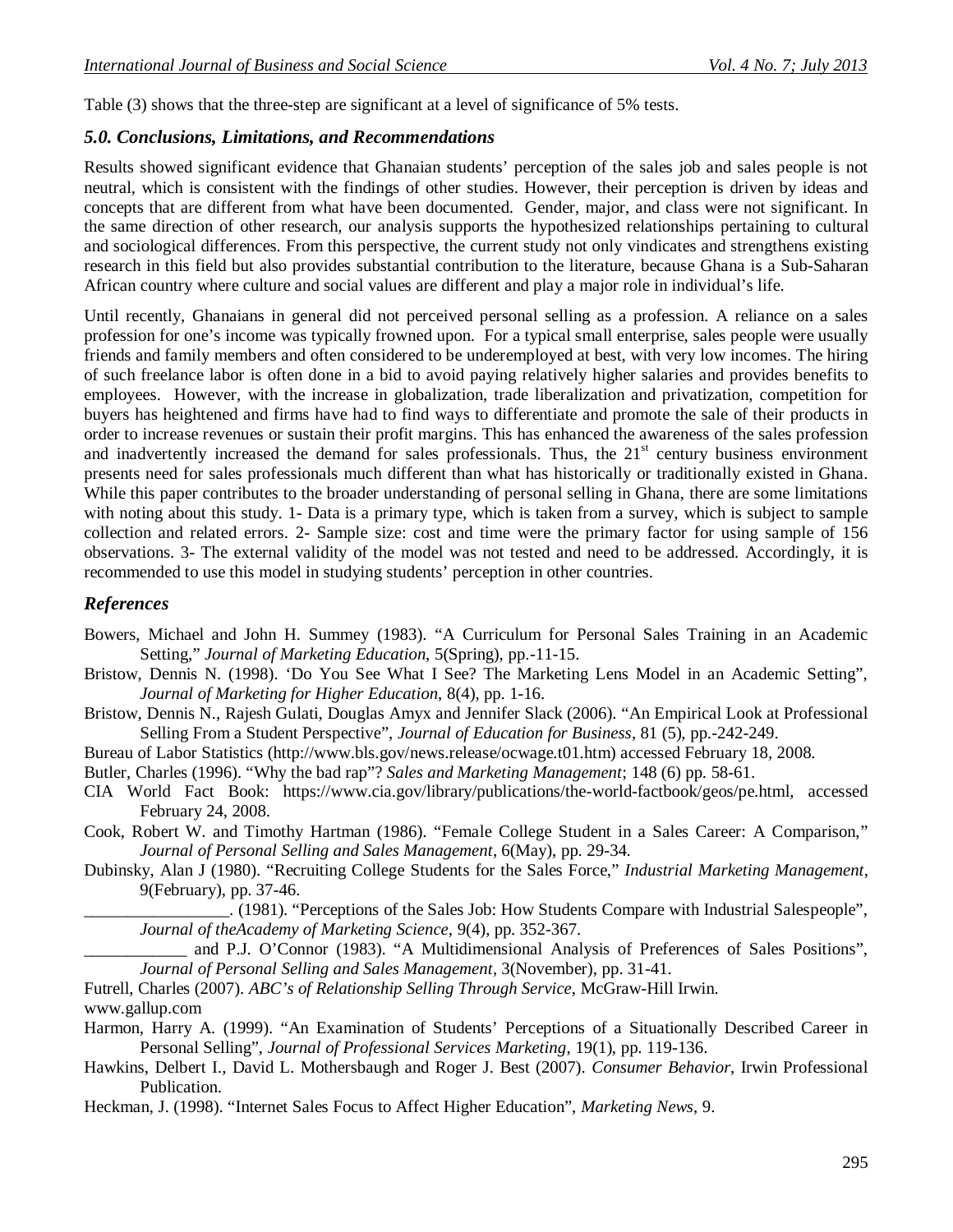Table (3) shows that the three-step are significant at a level of significance of 5% tests.

## *5.0. Conclusions, Limitations, and Recommendations*

Results showed significant evidence that Ghanaian students' perception of the sales job and sales people is not neutral, which is consistent with the findings of other studies. However, their perception is driven by ideas and concepts that are different from what have been documented. Gender, major, and class were not significant. In the same direction of other research, our analysis supports the hypothesized relationships pertaining to cultural and sociological differences. From this perspective, the current study not only vindicates and strengthens existing research in this field but also provides substantial contribution to the literature, because Ghana is a Sub-Saharan African country where culture and social values are different and play a major role in individual's life.

Until recently, Ghanaians in general did not perceived personal selling as a profession. A reliance on a sales profession for one's income was typically frowned upon. For a typical small enterprise, sales people were usually friends and family members and often considered to be underemployed at best, with very low incomes. The hiring of such freelance labor is often done in a bid to avoid paying relatively higher salaries and provides benefits to employees. However, with the increase in globalization, trade liberalization and privatization, competition for buyers has heightened and firms have had to find ways to differentiate and promote the sale of their products in order to increase revenues or sustain their profit margins. This has enhanced the awareness of the sales profession and inadvertently increased the demand for sales professionals. Thus, the 21st century business environment presents need for sales professionals much different than what has historically or traditionally existed in Ghana. While this paper contributes to the broader understanding of personal selling in Ghana, there are some limitations with noting about this study. 1- Data is a primary type, which is taken from a survey, which is subject to sample collection and related errors. 2- Sample size: cost and time were the primary factor for using sample of 156 observations. 3- The external validity of the model was not tested and need to be addressed. Accordingly, it is recommended to use this model in studying students' perception in other countries.

## *References*

Bowers, Michael and John H. Summey (1983). "A Curriculum for Personal Sales Training in an Academic Setting," *Journal of Marketing Education*, 5(Spring), pp.-11-15.

Bristow, Dennis N. (1998). 'Do You See What I See? The Marketing Lens Model in an Academic Setting", *Journal of Marketing for Higher Education*, 8(4), pp. 1-16.

Bristow, Dennis N., Rajesh Gulati, Douglas Amyx and Jennifer Slack (2006). "An Empirical Look at Professional Selling From a Student Perspective", *Journal of Education for Business*, 81 (5), pp.-242-249.

Bureau of Labor Statistics (http://www.bls.gov/news.release/ocwage.t01.htm) accessed February 18, 2008.

Butler, Charles (1996). "Why the bad rap"? *Sales and Marketing Management*; 148 (6) pp. 58-61.

CIA World Fact Book: https://www.cia.gov/library/publications/the-world-factbook/geos/pe.html, accessed February 24, 2008.

Cook, Robert W. and Timothy Hartman (1986). "Female College Student in a Sales Career: A Comparison," *Journal of Personal Selling and Sales Management*, 6(May), pp. 29-34.

Dubinsky, Alan J (1980). "Recruiting College Students for the Sales Force," *Industrial Marketing Management*, 9(February), pp. 37-46.

_________________. (1981). "Perceptions of the Sales Job: How Students Compare with Industrial Salespeople", *Journal of theAcademy of Marketing Science*, 9(4), pp. 352-367.

____________ and P.J. O'Connor (1983). "A Multidimensional Analysis of Preferences of Sales Positions", *Journal of Personal Selling and Sales Management*, 3(November), pp. 31-41.

Futrell, Charles (2007). *ABC's of Relationship Selling Through Service*, McGraw-Hill Irwin.

www.gallup.com

Harmon, Harry A. (1999). "An Examination of Students' Perceptions of a Situationally Described Career in Personal Selling", *Journal of Professional Services Marketing*, 19(1), pp. 119-136.

Hawkins, Delbert I., David L. Mothersbaugh and Roger J. Best (2007). *Consumer Behavior*, Irwin Professional Publication.

Heckman, J. (1998). "Internet Sales Focus to Affect Higher Education", *Marketing News*, 9.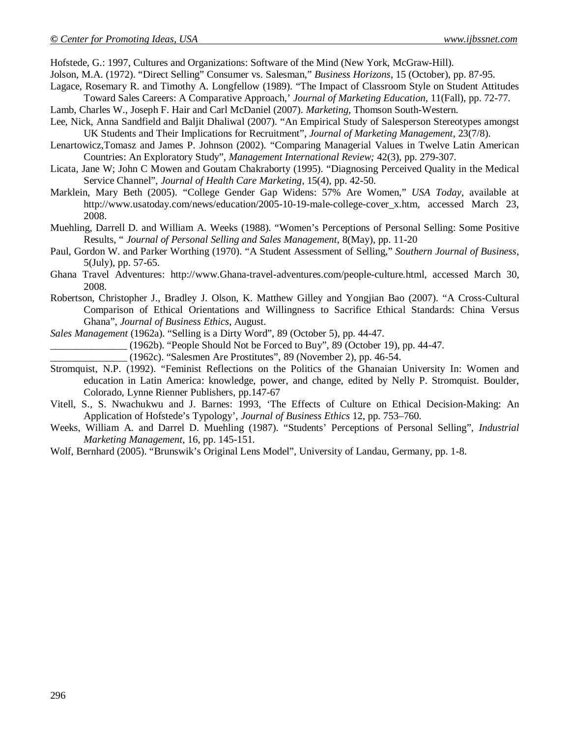Hofstede, G.: 1997, Cultures and Organizations: Software of the Mind (New York, McGraw-Hill).

Jolson, M.A. (1972). "Direct Selling" Consumer vs. Salesman," *Business Horizons*, 15 (October), pp. 87-95.

Lagace, Rosemary R. and Timothy A. Longfellow (1989). "The Impact of Classroom Style on Student Attitudes Toward Sales Careers: A Comparative Approach,' *Journal of Marketing Education*, 11(Fall), pp. 72-77.

Lamb, Charles W., Joseph F. Hair and Carl McDaniel (2007). *Marketing*, Thomson South-Western.

Lee, Nick, Anna Sandfield and Baljit Dhaliwal (2007). "An Empirical Study of Salesperson Stereotypes amongst UK Students and Their Implications for Recruitment", *Journal of Marketing Management*, 23(7/8).

Lenartowicz,Tomasz and James P. Johnson (2002). "Comparing Managerial Values in Twelve Latin American Countries: An Exploratory Study", *Management International Review;* 42(3), pp. 279-307.

Licata, Jane W; John C Mowen and Goutam Chakraborty (1995). "Diagnosing Perceived Quality in the Medical Service Channel", *Journal of Health Care Marketing*, 15(4), pp. 42-50.

Marklein, Mary Beth (2005). "College Gender Gap Widens: 57% Are Women," *USA Today*, available at http://www.usatoday.com/news/education/2005-10-19-male-college-cover_x.htm, accessed March 23, 2008.

Muehling, Darrell D. and William A. Weeks (1988). "Women's Perceptions of Personal Selling: Some Positive Results, " *Journal of Personal Selling and Sales Management*, 8(May), pp. 11-20

Paul, Gordon W. and Parker Worthing (1970). "A Student Assessment of Selling," *Southern Journal of Business*, 5(July), pp. 57-65.

Ghana Travel Adventures: http://www.Ghana-travel-adventures.com/people-culture.html, accessed March 30, 2008.

Robertson, Christopher J., Bradley J. Olson, K. Matthew Gilley and Yongjian Bao (2007). "A Cross-Cultural Comparison of Ethical Orientations and Willingness to Sacrifice Ethical Standards: China Versus Ghana", *Journal of Business Ethics*, August.

*Sales Management* (1962a). "Selling is a Dirty Word", 89 (October 5), pp. 44-47.

_______________ (1962b). "People Should Not be Forced to Buy", 89 (October 19), pp. 44-47.

_______________ (1962c). "Salesmen Are Prostitutes", 89 (November 2), pp. 46-54.

Stromquist, N.P. (1992). "Feminist Reflections on the Politics of the Ghanaian University In: Women and education in Latin America: knowledge, power, and change, edited by Nelly P. Stromquist. Boulder, Colorado, Lynne Rienner Publishers, pp.147-67

Vitell, S., S. Nwachukwu and J. Barnes: 1993, 'The Effects of Culture on Ethical Decision-Making: An Application of Hofstede's Typology', *Journal of Business Ethics* 12, pp. 753–760.

Weeks, William A. and Darrel D. Muehling (1987). "Students' Perceptions of Personal Selling", *Industrial Marketing Management*, 16, pp. 145-151.

Wolf, Bernhard (2005). "Brunswik's Original Lens Model", University of Landau, Germany, pp. 1-8.